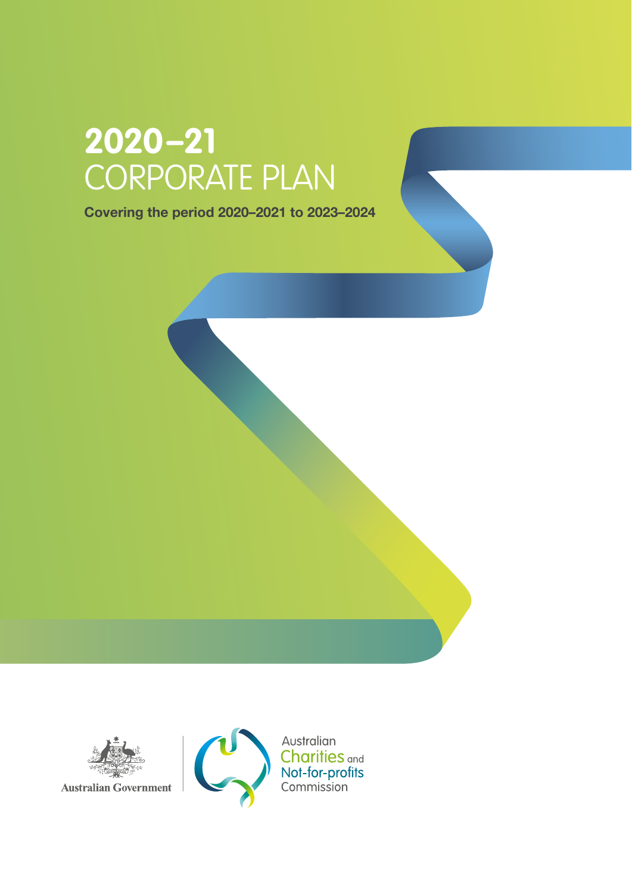# 2020–21 CORPORATE PLAN

**Covering the period 2020–2021 to 2023–2024**

Australian Government

Australian Charities and Not-for-profits Commission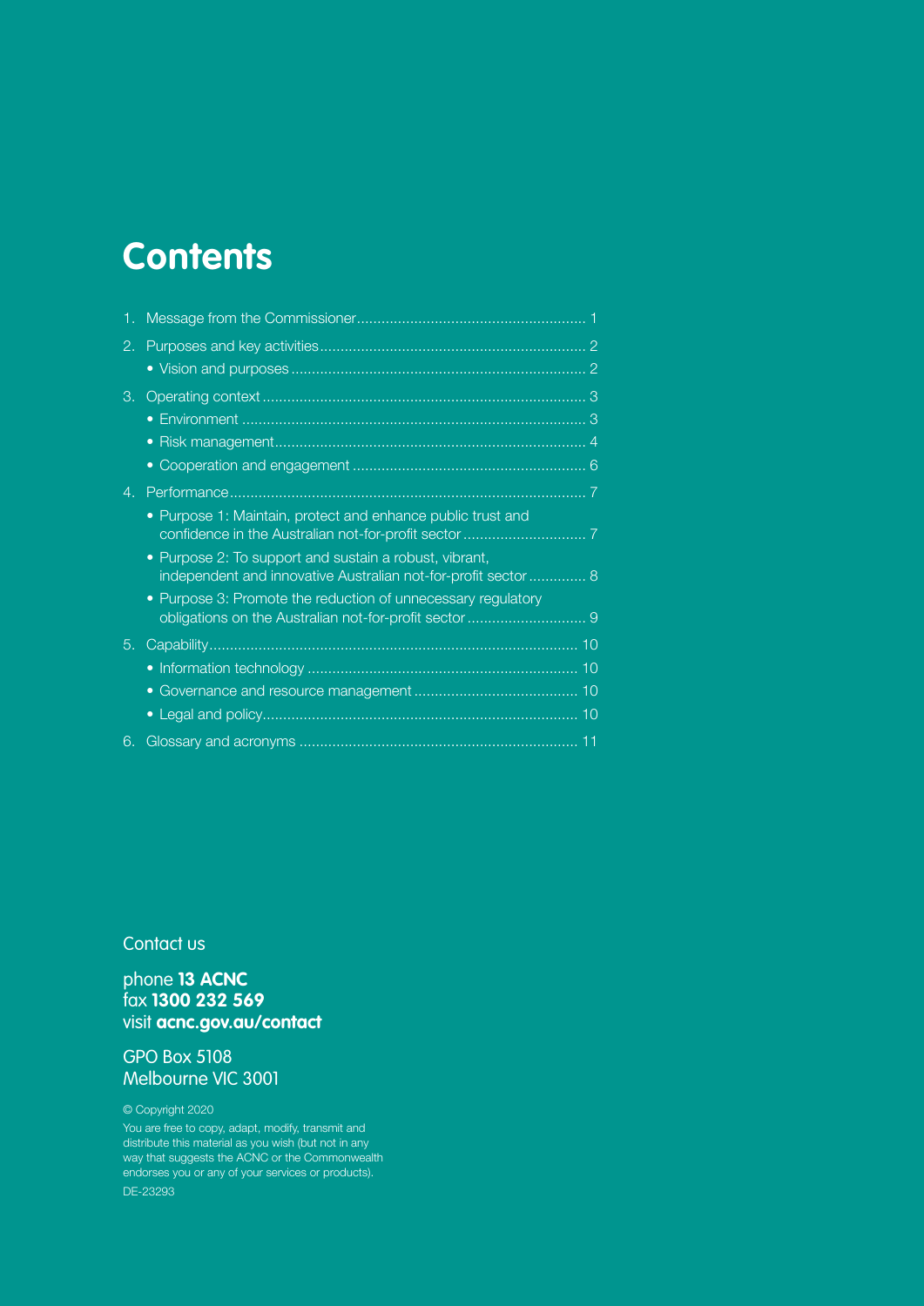# Contents

1. Message from the Commissioner ........ 1
2. Purposes and key activities ........ 2
   - Vision and purposes ........ 2
3. Operating context ........ 3
   - Environment ........ 3
   - Risk management ........ 4
   - Cooperation and engagement ........ 6
4. Performance ........ 7
   - Purpose 1: Maintain, protect and enhance public trust and confidence in the Australian not-for-profit sector ........ 7
   - Purpose 2: To support and sustain a robust, vibrant, independent and innovative Australian not-for-profit sector ........ 8
   - Purpose 3: Promote the reduction of unnecessary regulatory obligations on the Australian not-for-profit sector ........ 9
5. Capability ........ 10
   - Information technology ........ 10
   - Governance and resource management ........ 10
   - Legal and policy ........ 10
6. Glossary and acronyms ........ 11

Contact us

phone **13 ACNC**
fax **1300 232 569**
visit **acnc.gov.au/contact**

GPO Box 5108
Melbourne VIC 3001

© Copyright 2020

You are free to copy, adapt, modify, transmit and distribute this material as you wish (but not in any way that suggests the ACNC or the Commonwealth endorses you or any of your services or products).

DE-23293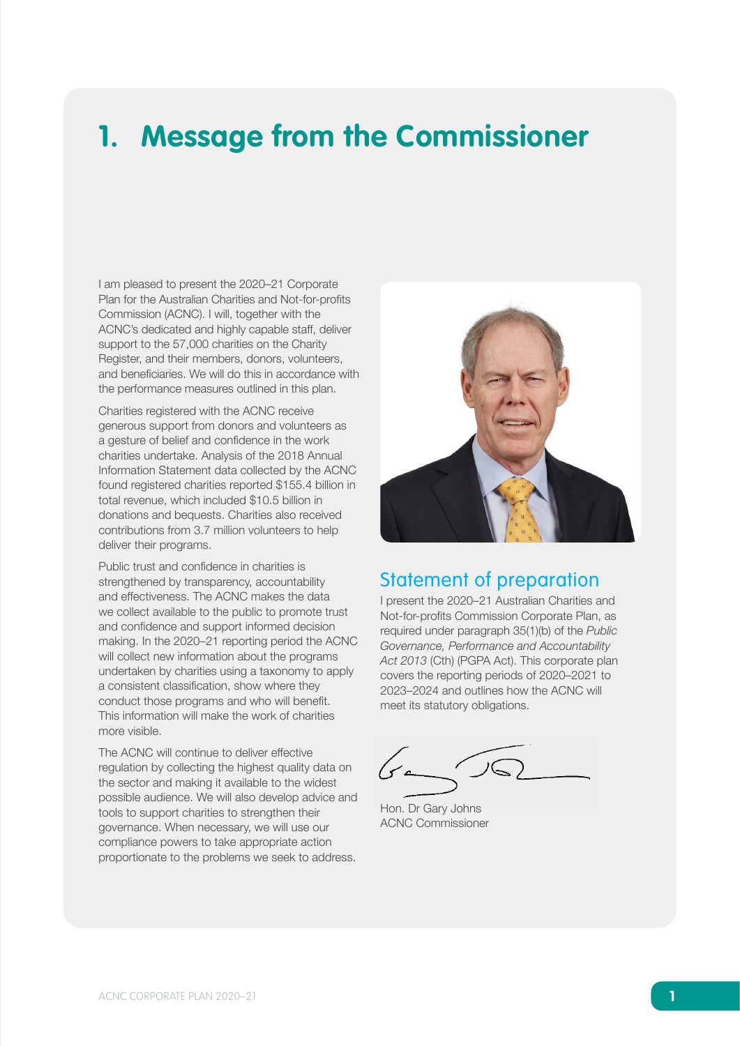# 1. Message from the Commissioner

I am pleased to present the 2020–21 Corporate Plan for the Australian Charities and Not-for-profits Commission (ACNC). I will, together with the ACNC's dedicated and highly capable staff, deliver support to the 57,000 charities on the Charity Register, and their members, donors, volunteers, and beneficiaries. We will do this in accordance with the performance measures outlined in this plan.

Charities registered with the ACNC receive generous support from donors and volunteers as a gesture of belief and confidence in the work charities undertake. Analysis of the 2018 Annual Information Statement data collected by the ACNC found registered charities reported $155.4 billion in total revenue, which included $10.5 billion in donations and bequests. Charities also received contributions from 3.7 million volunteers to help deliver their programs.

Public trust and confidence in charities is strengthened by transparency, accountability and effectiveness. The ACNC makes the data we collect available to the public to promote trust and confidence and support informed decision making. In the 2020–21 reporting period the ACNC will collect new information about the programs undertaken by charities using a taxonomy to apply a consistent classification, show where they conduct those programs and who will benefit. This information will make the work of charities more visible.

The ACNC will continue to deliver effective regulation by collecting the highest quality data on the sector and making it available to the widest possible audience. We will also develop advice and tools to support charities to strengthen their governance. When necessary, we will use our compliance powers to take appropriate action proportionate to the problems we seek to address.

## Statement of preparation

I present the 2020–21 Australian Charities and Not-for-profits Commission Corporate Plan, as required under paragraph 35(1)(b) of the *Public Governance, Performance and Accountability Act 2013* (Cth) (PGPA Act). This corporate plan covers the reporting periods of 2020–2021 to 2023–2024 and outlines how the ACNC will meet its statutory obligations.

Hon. Dr Gary Johns
ACNC Commissioner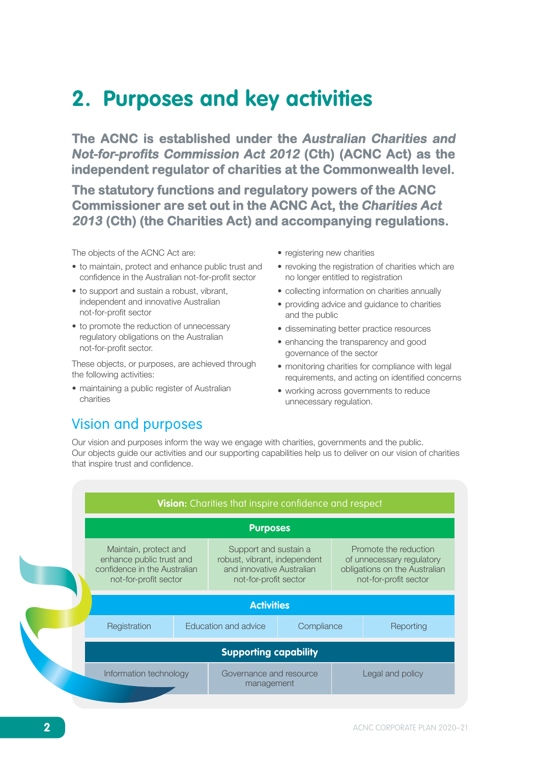# 2. Purposes and key activities

**The ACNC is established under the *Australian Charities and Not-for-profits Commission Act 2012* (Cth) (ACNC Act) as the independent regulator of charities at the Commonwealth level.**

**The statutory functions and regulatory powers of the ACNC Commissioner are set out in the ACNC Act, the *Charities Act 2013* (Cth) (the Charities Act) and accompanying regulations.**

The objects of the ACNC Act are:

- to maintain, protect and enhance public trust and confidence in the Australian not-for-profit sector
- to support and sustain a robust, vibrant, independent and innovative Australian not-for-profit sector
- to promote the reduction of unnecessary regulatory obligations on the Australian not-for-profit sector.

These objects, or purposes, are achieved through the following activities:

- maintaining a public register of Australian charities
- registering new charities
- revoking the registration of charities which are no longer entitled to registration
- collecting information on charities annually
- providing advice and guidance to charities and the public
- disseminating better practice resources
- enhancing the transparency and good governance of the sector
- monitoring charities for compliance with legal requirements, and acting on identified concerns
- working across governments to reduce unnecessary regulation.

## Vision and purposes

Our vision and purposes inform the way we engage with charities, governments and the public. Our objects guide our activities and our supporting capabilities help us to deliver on our vision of charities that inspire trust and confidence.

**Vision:** Charities that inspire confidence and respect

**Purposes**

| | | |
|---|---|---|
| Maintain, protect and enhance public trust and confidence in the Australian not-for-profit sector | Support and sustain a robust, vibrant, independent and innovative Australian not-for-profit sector | Promote the reduction of unnecessary regulatory obligations on the Australian not-for-profit sector |

**Activities**

| | | | |
|---|---|---|---|
| Registration | Education and advice | Compliance | Reporting |

**Supporting capability**

| | | |
|---|---|---|
| Information technology | Governance and resource management | Legal and policy |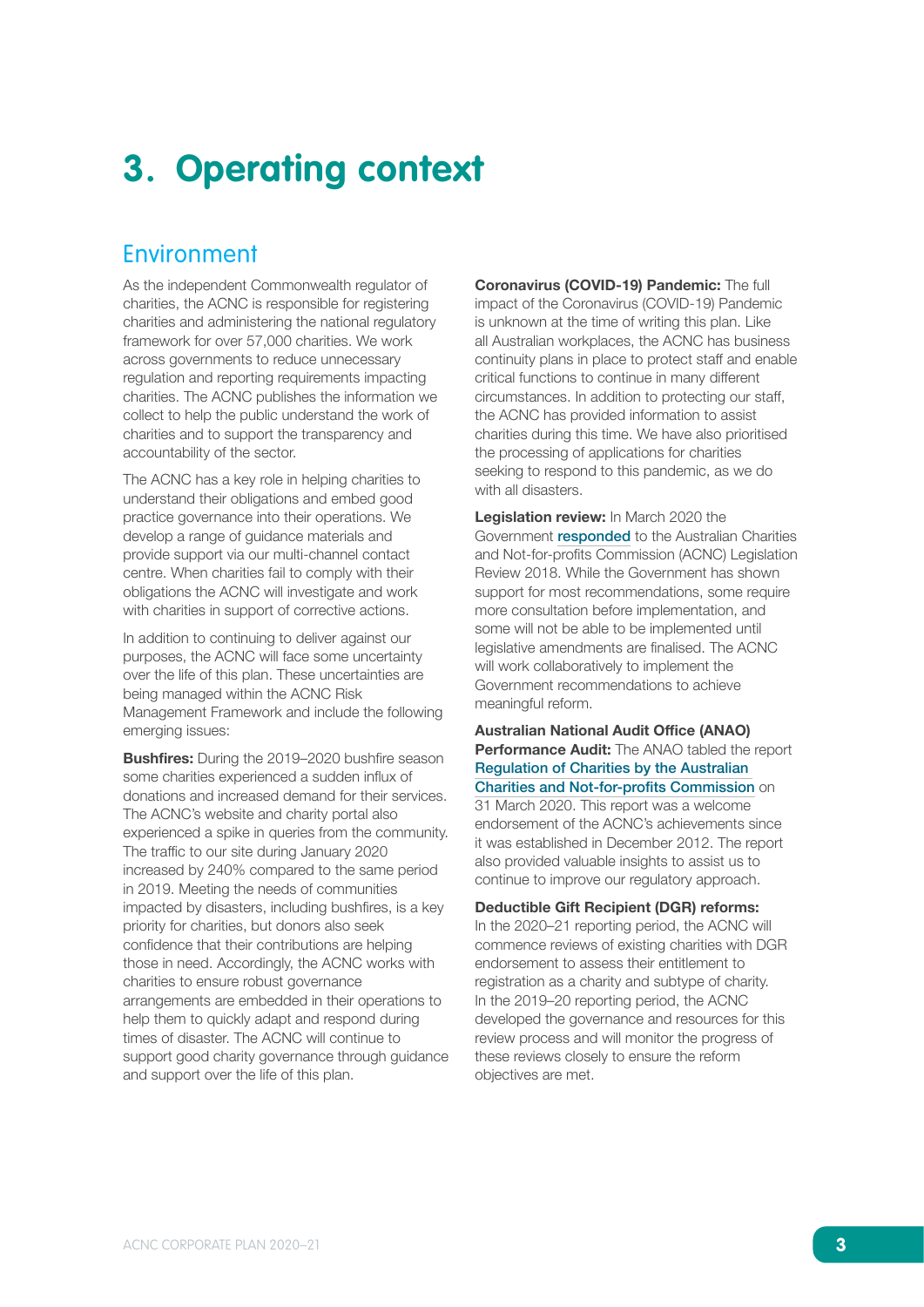# 3. Operating context

## Environment

As the independent Commonwealth regulator of charities, the ACNC is responsible for registering charities and administering the national regulatory framework for over 57,000 charities. We work across governments to reduce unnecessary regulation and reporting requirements impacting charities. The ACNC publishes the information we collect to help the public understand the work of charities and to support the transparency and accountability of the sector.

The ACNC has a key role in helping charities to understand their obligations and embed good practice governance into their operations. We develop a range of guidance materials and provide support via our multi-channel contact centre. When charities fail to comply with their obligations the ACNC will investigate and work with charities in support of corrective actions.

In addition to continuing to deliver against our purposes, the ACNC will face some uncertainty over the life of this plan. These uncertainties are being managed within the ACNC Risk Management Framework and include the following emerging issues:

**Bushfires:** During the 2019–2020 bushfire season some charities experienced a sudden influx of donations and increased demand for their services. The ACNC's website and charity portal also experienced a spike in queries from the community. The traffic to our site during January 2020 increased by 240% compared to the same period in 2019. Meeting the needs of communities impacted by disasters, including bushfires, is a key priority for charities, but donors also seek confidence that their contributions are helping those in need. Accordingly, the ACNC works with charities to ensure robust governance arrangements are embedded in their operations to help them to quickly adapt and respond during times of disaster. The ACNC will continue to support good charity governance through guidance and support over the life of this plan.

**Coronavirus (COVID-19) Pandemic:** The full impact of the Coronavirus (COVID-19) Pandemic is unknown at the time of writing this plan. Like all Australian workplaces, the ACNC has business continuity plans in place to protect staff and enable critical functions to continue in many different circumstances. In addition to protecting our staff, the ACNC has provided information to assist charities during this time. We have also prioritised the processing of applications for charities seeking to respond to this pandemic, as we do with all disasters.

**Legislation review:** In March 2020 the Government responded to the Australian Charities and Not-for-profits Commission (ACNC) Legislation Review 2018. While the Government has shown support for most recommendations, some require more consultation before implementation, and some will not be able to be implemented until legislative amendments are finalised. The ACNC will work collaboratively to implement the Government recommendations to achieve meaningful reform.

**Australian National Audit Office (ANAO) Performance Audit:** The ANAO tabled the report Regulation of Charities by the Australian Charities and Not-for-profits Commission on 31 March 2020. This report was a welcome endorsement of the ACNC's achievements since it was established in December 2012. The report also provided valuable insights to assist us to continue to improve our regulatory approach.

**Deductible Gift Recipient (DGR) reforms:** In the 2020–21 reporting period, the ACNC will commence reviews of existing charities with DGR endorsement to assess their entitlement to registration as a charity and subtype of charity. In the 2019–20 reporting period, the ACNC developed the governance and resources for this review process and will monitor the progress of these reviews closely to ensure the reform objectives are met.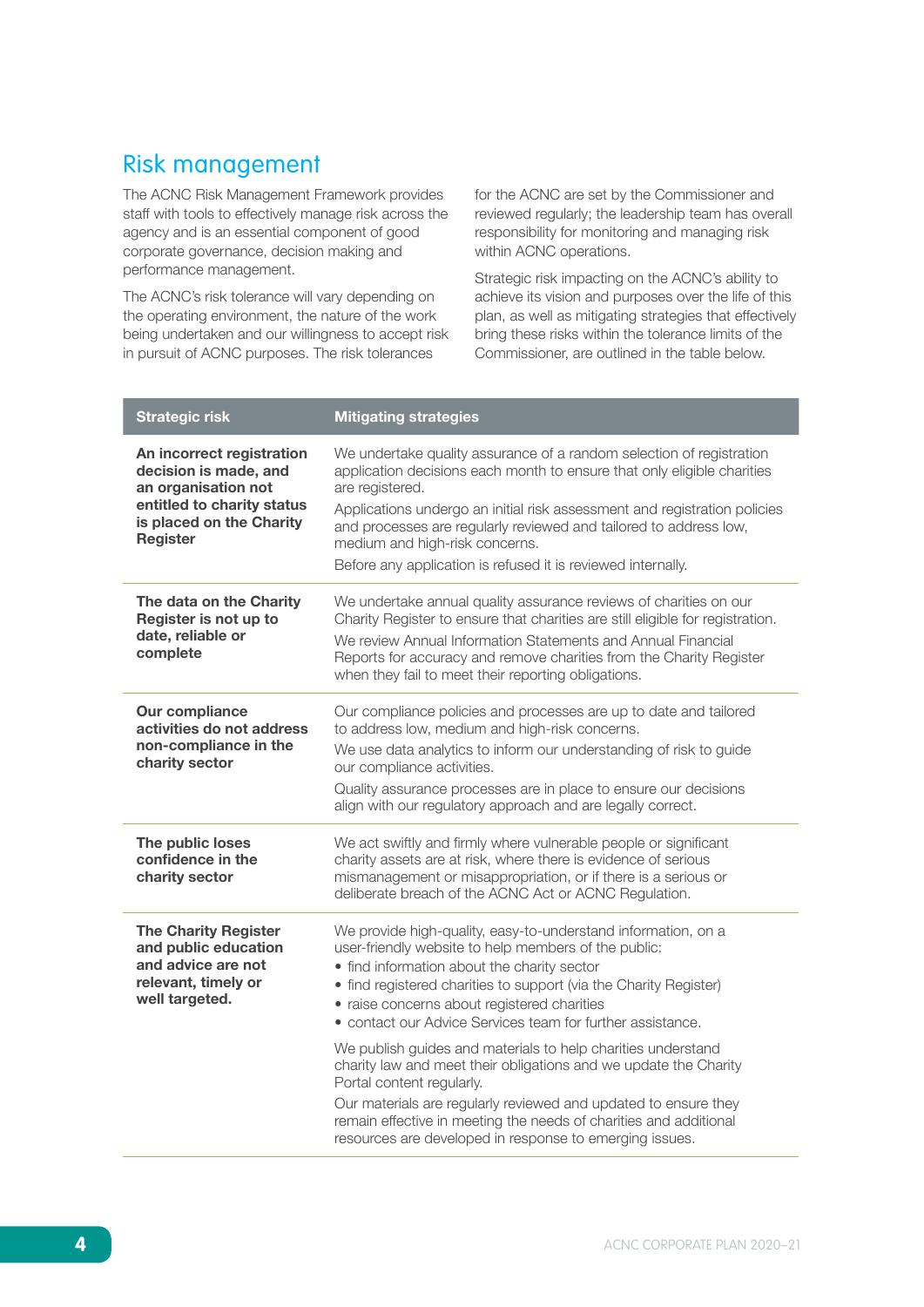## Risk management

The ACNC Risk Management Framework provides staff with tools to effectively manage risk across the agency and is an essential component of good corporate governance, decision making and performance management.

The ACNC's risk tolerance will vary depending on the operating environment, the nature of the work being undertaken and our willingness to accept risk in pursuit of ACNC purposes. The risk tolerances for the ACNC are set by the Commissioner and reviewed regularly; the leadership team has overall responsibility for monitoring and managing risk within ACNC operations.

Strategic risk impacting on the ACNC's ability to achieve its vision and purposes over the life of this plan, as well as mitigating strategies that effectively bring these risks within the tolerance limits of the Commissioner, are outlined in the table below.

| Strategic risk | Mitigating strategies |
|---|---|
| **An incorrect registration decision is made, and an organisation not entitled to charity status is placed on the Charity Register** | We undertake quality assurance of a random selection of registration application decisions each month to ensure that only eligible charities are registered.<br>Applications undergo an initial risk assessment and registration policies and processes are regularly reviewed and tailored to address low, medium and high-risk concerns.<br>Before any application is refused it is reviewed internally. |
| **The data on the Charity Register is not up to date, reliable or complete** | We undertake annual quality assurance reviews of charities on our Charity Register to ensure that charities are still eligible for registration.<br>We review Annual Information Statements and Annual Financial Reports for accuracy and remove charities from the Charity Register when they fail to meet their reporting obligations. |
| **Our compliance activities do not address non-compliance in the charity sector** | Our compliance policies and processes are up to date and tailored to address low, medium and high-risk concerns.<br>We use data analytics to inform our understanding of risk to guide our compliance activities.<br>Quality assurance processes are in place to ensure our decisions align with our regulatory approach and are legally correct. |
| **The public loses confidence in the charity sector** | We act swiftly and firmly where vulnerable people or significant charity assets are at risk, where there is evidence of serious mismanagement or misappropriation, or if there is a serious or deliberate breach of the ACNC Act or ACNC Regulation. |
| **The Charity Register and public education and advice are not relevant, timely or well targeted.** | We provide high-quality, easy-to-understand information, on a user-friendly website to help members of the public:<br>• find information about the charity sector<br>• find registered charities to support (via the Charity Register)<br>• raise concerns about registered charities<br>• contact our Advice Services team for further assistance.<br>We publish guides and materials to help charities understand charity law and meet their obligations and we update the Charity Portal content regularly.<br>Our materials are regularly reviewed and updated to ensure they remain effective in meeting the needs of charities and additional resources are developed in response to emerging issues. |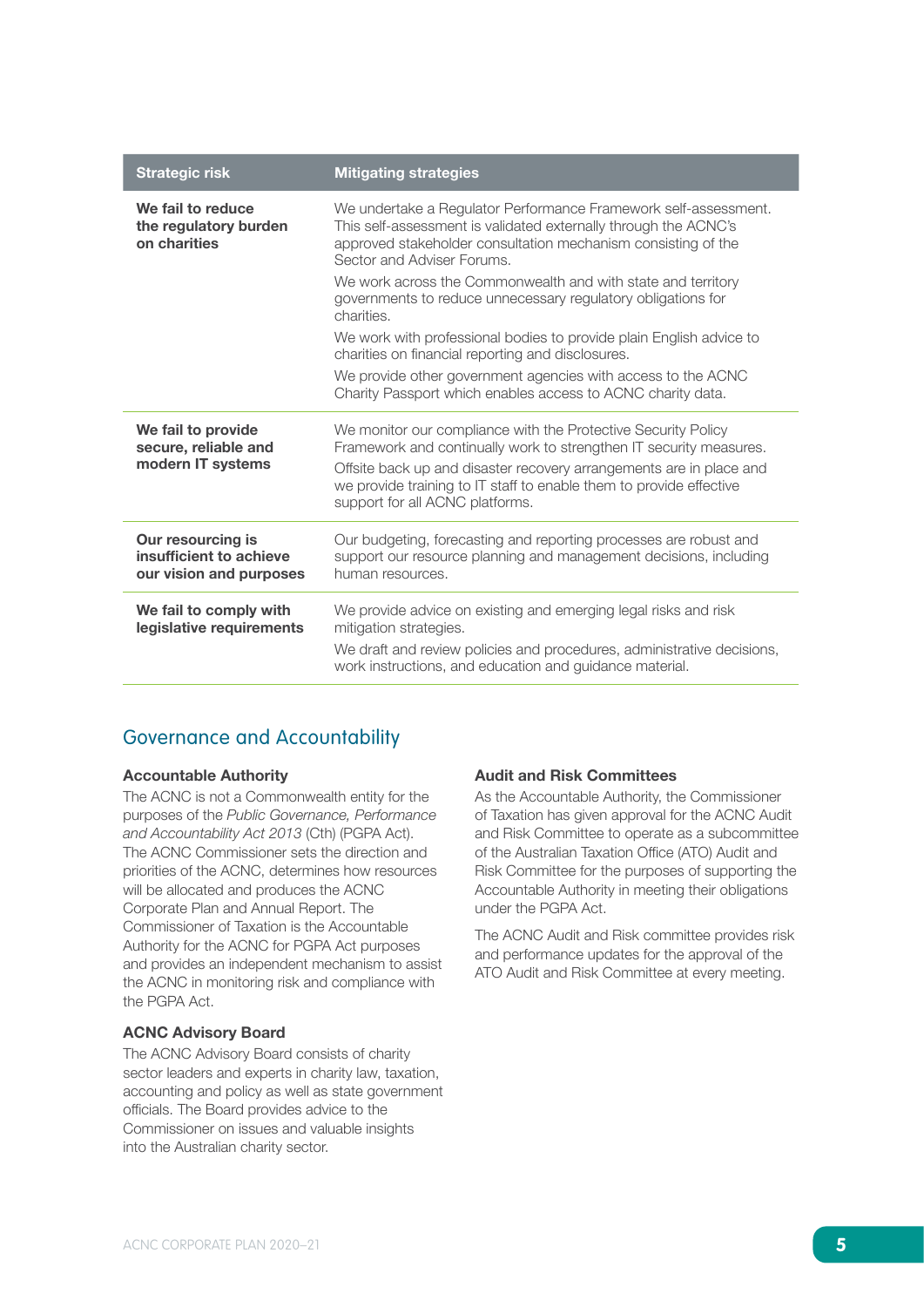| Strategic risk | Mitigating strategies |
|---|---|
| **We fail to reduce the regulatory burden on charities** | We undertake a Regulator Performance Framework self-assessment. This self-assessment is validated externally through the ACNC's approved stakeholder consultation mechanism consisting of the Sector and Adviser Forums.<br><br>We work across the Commonwealth and with state and territory governments to reduce unnecessary regulatory obligations for charities.<br><br>We work with professional bodies to provide plain English advice to charities on financial reporting and disclosures.<br><br>We provide other government agencies with access to the ACNC Charity Passport which enables access to ACNC charity data. |
| **We fail to provide secure, reliable and modern IT systems** | We monitor our compliance with the Protective Security Policy Framework and continually work to strengthen IT security measures.<br><br>Offsite back up and disaster recovery arrangements are in place and we provide training to IT staff to enable them to provide effective support for all ACNC platforms. |
| **Our resourcing is insufficient to achieve our vision and purposes** | Our budgeting, forecasting and reporting processes are robust and support our resource planning and management decisions, including human resources. |
| **We fail to comply with legislative requirements** | We provide advice on existing and emerging legal risks and risk mitigation strategies.<br><br>We draft and review policies and procedures, administrative decisions, work instructions, and education and guidance material. |

## Governance and Accountability

### Accountable Authority

The ACNC is not a Commonwealth entity for the purposes of the *Public Governance, Performance and Accountability Act 2013* (Cth) (PGPA Act). The ACNC Commissioner sets the direction and priorities of the ACNC, determines how resources will be allocated and produces the ACNC Corporate Plan and Annual Report. The Commissioner of Taxation is the Accountable Authority for the ACNC for PGPA Act purposes and provides an independent mechanism to assist the ACNC in monitoring risk and compliance with the PGPA Act.

### ACNC Advisory Board

The ACNC Advisory Board consists of charity sector leaders and experts in charity law, taxation, accounting and policy as well as state government officials. The Board provides advice to the Commissioner on issues and valuable insights into the Australian charity sector.

### Audit and Risk Committees

As the Accountable Authority, the Commissioner of Taxation has given approval for the ACNC Audit and Risk Committee to operate as a subcommittee of the Australian Taxation Office (ATO) Audit and Risk Committee for the purposes of supporting the Accountable Authority in meeting their obligations under the PGPA Act.

The ACNC Audit and Risk committee provides risk and performance updates for the approval of the ATO Audit and Risk Committee at every meeting.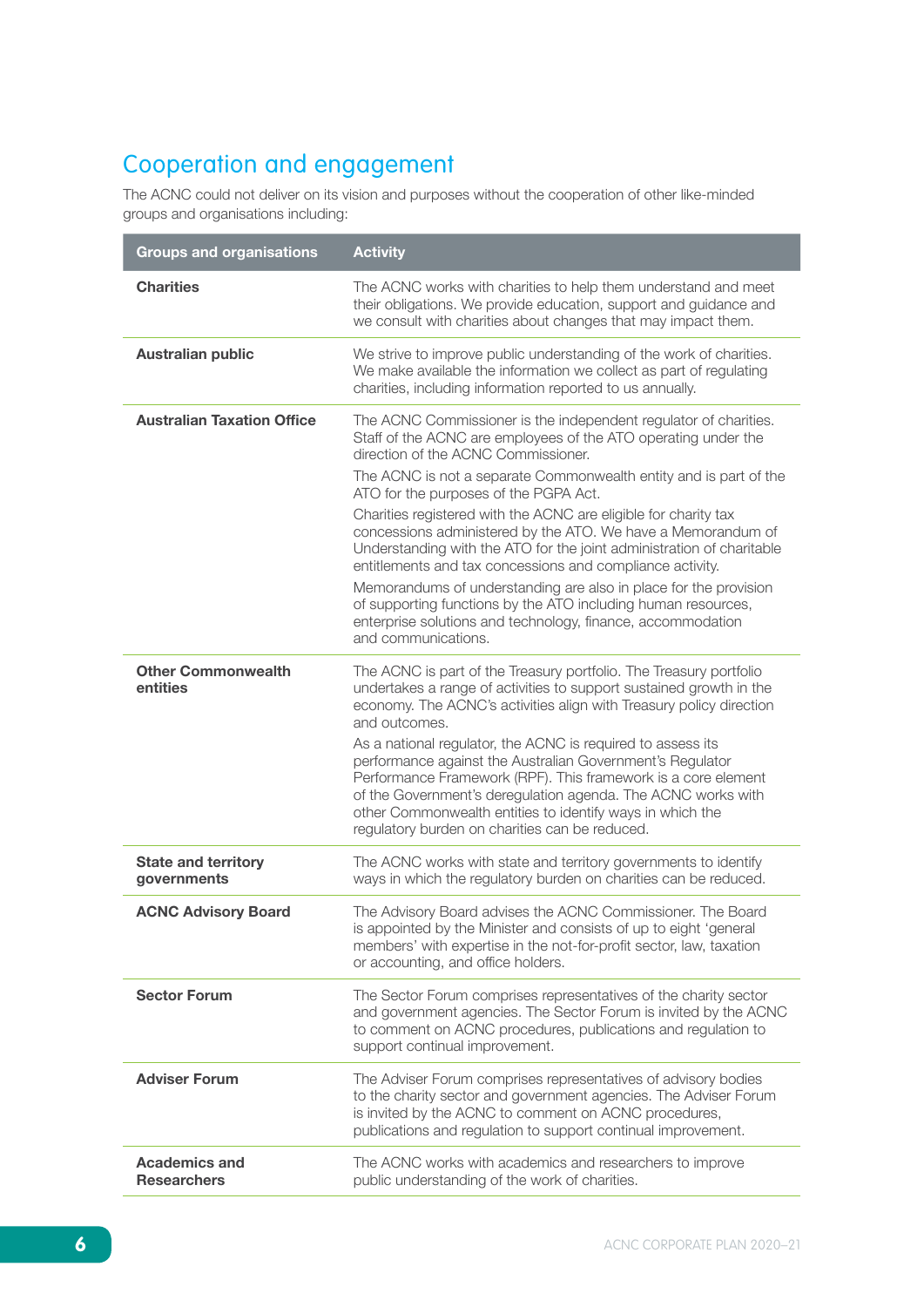## Cooperation and engagement

The ACNC could not deliver on its vision and purposes without the cooperation of other like-minded groups and organisations including:

| Groups and organisations | Activity |
|---|---|
| **Charities** | The ACNC works with charities to help them understand and meet their obligations. We provide education, support and guidance and we consult with charities about changes that may impact them. |
| **Australian public** | We strive to improve public understanding of the work of charities. We make available the information we collect as part of regulating charities, including information reported to us annually. |
| **Australian Taxation Office** | The ACNC Commissioner is the independent regulator of charities. Staff of the ACNC are employees of the ATO operating under the direction of the ACNC Commissioner.<br>The ACNC is not a separate Commonwealth entity and is part of the ATO for the purposes of the PGPA Act.<br>Charities registered with the ACNC are eligible for charity tax concessions administered by the ATO. We have a Memorandum of Understanding with the ATO for the joint administration of charitable entitlements and tax concessions and compliance activity.<br>Memorandums of understanding are also in place for the provision of supporting functions by the ATO including human resources, enterprise solutions and technology, finance, accommodation and communications. |
| **Other Commonwealth entities** | The ACNC is part of the Treasury portfolio. The Treasury portfolio undertakes a range of activities to support sustained growth in the economy. The ACNC's activities align with Treasury policy direction and outcomes.<br>As a national regulator, the ACNC is required to assess its performance against the Australian Government's Regulator Performance Framework (RPF). This framework is a core element of the Government's deregulation agenda. The ACNC works with other Commonwealth entities to identify ways in which the regulatory burden on charities can be reduced. |
| **State and territory governments** | The ACNC works with state and territory governments to identify ways in which the regulatory burden on charities can be reduced. |
| **ACNC Advisory Board** | The Advisory Board advises the ACNC Commissioner. The Board is appointed by the Minister and consists of up to eight 'general members' with expertise in the not-for-profit sector, law, taxation or accounting, and office holders. |
| **Sector Forum** | The Sector Forum comprises representatives of the charity sector and government agencies. The Sector Forum is invited by the ACNC to comment on ACNC procedures, publications and regulation to support continual improvement. |
| **Adviser Forum** | The Adviser Forum comprises representatives of advisory bodies to the charity sector and government agencies. The Adviser Forum is invited by the ACNC to comment on ACNC procedures, publications and regulation to support continual improvement. |
| **Academics and Researchers** | The ACNC works with academics and researchers to improve public understanding of the work of charities. |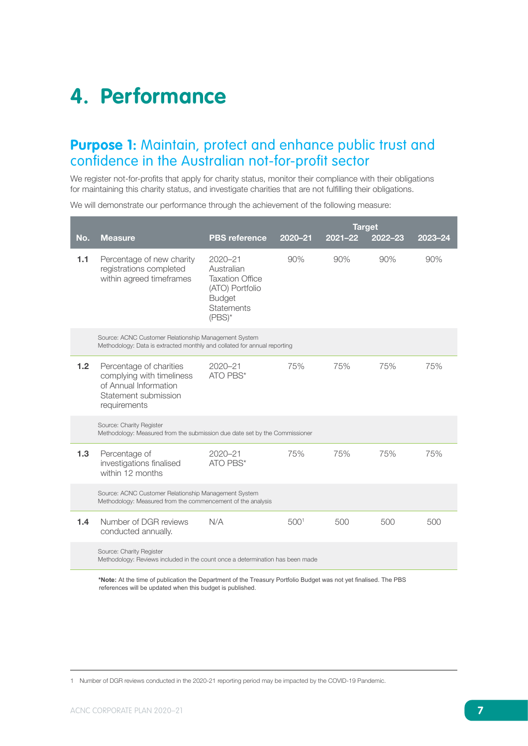# 4. Performance

## Purpose 1: Maintain, protect and enhance public trust and confidence in the Australian not-for-profit sector

We register not-for-profits that apply for charity status, monitor their compliance with their obligations for maintaining this charity status, and investigate charities that are not fulfilling their obligations.

We will demonstrate our performance through the achievement of the following measure:

| No. | Measure | PBS reference | Target 2020–21 | Target 2021–22 | Target 2022–23 | Target 2023–24 |
|---|---|---|---|---|---|---|
| 1.1 | Percentage of new charity registrations completed within agreed timeframes | 2020–21 Australian Taxation Office (ATO) Portfolio Budget Statements (PBS)* | 90% | 90% | 90% | 90% |
| | Source: ACNC Customer Relationship Management System<br>Methodology: Data is extracted monthly and collated for annual reporting | | | | | |
| 1.2 | Percentage of charities complying with timeliness of Annual Information Statement submission requirements | 2020–21 ATO PBS* | 75% | 75% | 75% | 75% |
| | Source: Charity Register<br>Methodology: Measured from the submission due date set by the Commissioner | | | | | |
| 1.3 | Percentage of investigations finalised within 12 months | 2020–21 ATO PBS* | 75% | 75% | 75% | 75% |
| | Source: ACNC Customer Relationship Management System<br>Methodology: Measured from the commencement of the analysis | | | | | |
| 1.4 | Number of DGR reviews conducted annually. | N/A | 500[1] | 500 | 500 | 500 |
| | Source: Charity Register<br>Methodology: Reviews included in the count once a determination has been made | | | | | |

***Note:** At the time of publication the Department of the Treasury Portfolio Budget was not yet finalised. The PBS references will be updated when this budget is published.

1 Number of DGR reviews conducted in the 2020-21 reporting period may be impacted by the COVID-19 Pandemic.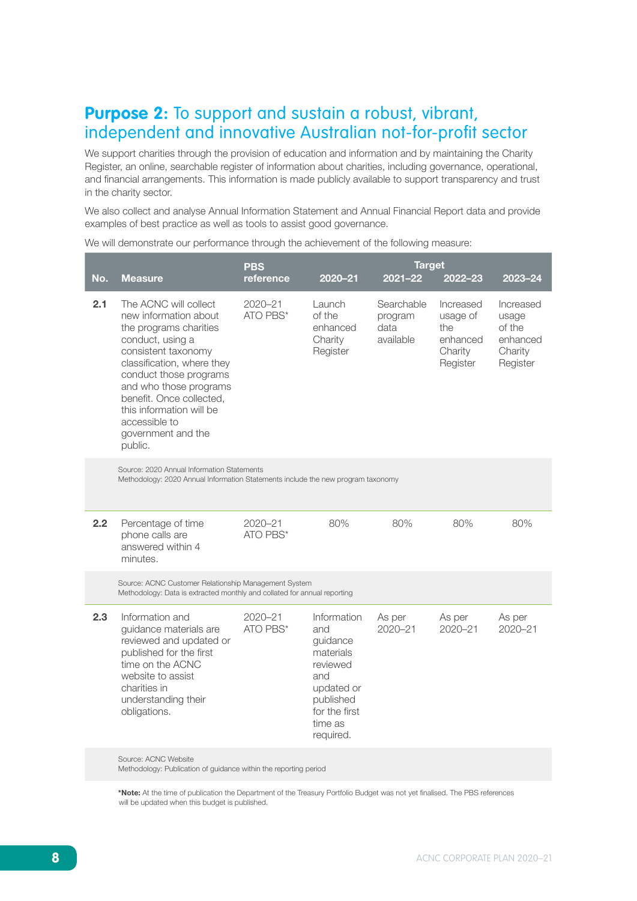## **Purpose 2:** To support and sustain a robust, vibrant, independent and innovative Australian not-for-profit sector

We support charities through the provision of education and information and by maintaining the Charity Register, an online, searchable register of information about charities, including governance, operational, and financial arrangements. This information is made publicly available to support transparency and trust in the charity sector.

We also collect and analyse Annual Information Statement and Annual Financial Report data and provide examples of best practice as well as tools to assist good governance.

We will demonstrate our performance through the achievement of the following measure:

| No. | Measure | PBS reference | Target 2020–21 | 2021–22 | 2022–23 | 2023–24 |
|---|---|---|---|---|---|---|
| **2.1** | The ACNC will collect new information about the programs charities conduct, using a consistent taxonomy classification, where they conduct those programs and who those programs benefit. Once collected, this information will be accessible to government and the public. | 2020–21 ATO PBS* | Launch of the enhanced Charity Register | Searchable program data available | Increased usage of the enhanced Charity Register | Increased usage of the enhanced Charity Register |
| | Source: 2020 Annual Information Statements<br>Methodology: 2020 Annual Information Statements include the new program taxonomy | | | | | |
| **2.2** | Percentage of time phone calls are answered within 4 minutes. | 2020–21 ATO PBS* | 80% | 80% | 80% | 80% |
| | Source: ACNC Customer Relationship Management System<br>Methodology: Data is extracted monthly and collated for annual reporting | | | | | |
| **2.3** | Information and guidance materials are reviewed and updated or published for the first time on the ACNC website to assist charities in understanding their obligations. | 2020–21 ATO PBS* | Information and guidance materials reviewed and updated or published for the first time as required. | As per 2020–21 | As per 2020–21 | As per 2020–21 |
| | Source: ACNC Website<br>Methodology: Publication of guidance within the reporting period | | | | | |

***Note:** At the time of publication the Department of the Treasury Portfolio Budget was not yet finalised. The PBS references will be updated when this budget is published.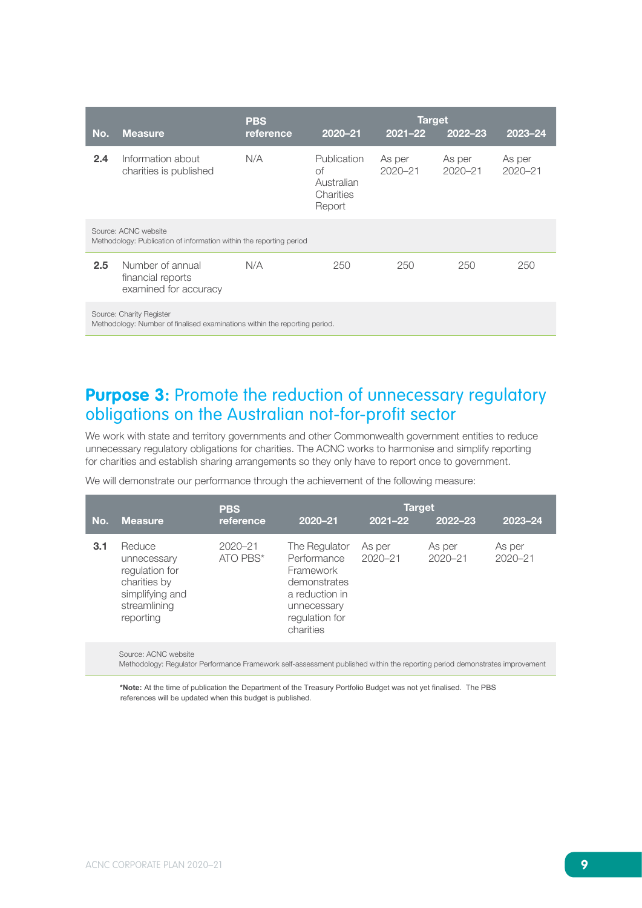| No. | Measure | PBS reference | Target | | | |
|---|---|---|---|---|---|---|
| | | | 2020–21 | 2021–22 | 2022–23 | 2023–24 |
| 2.4 | Information about charities is published | N/A | Publication of Australian Charities Report | As per 2020–21 | As per 2020–21 | As per 2020–21 |
| Source: ACNC website<br>Methodology: Publication of information within the reporting period | | | | | | |
| 2.5 | Number of annual financial reports examined for accuracy | N/A | 250 | 250 | 250 | 250 |
| Source: Charity Register<br>Methodology: Number of finalised examinations within the reporting period. | | | | | | |

## **Purpose 3:** Promote the reduction of unnecessary regulatory obligations on the Australian not-for-profit sector

We work with state and territory governments and other Commonwealth government entities to reduce unnecessary regulatory obligations for charities. The ACNC works to harmonise and simplify reporting for charities and establish sharing arrangements so they only have to report once to government.

We will demonstrate our performance through the achievement of the following measure:

| No. | Measure | PBS reference | Target | | | |
|---|---|---|---|---|---|---|
| | | | 2020–21 | 2021–22 | 2022–23 | 2023–24 |
| 3.1 | Reduce unnecessary regulation for charities by simplifying and streamlining reporting | 2020–21 ATO PBS* | The Regulator Performance Framework demonstrates a reduction in unnecessary regulation for charities | As per 2020–21 | As per 2020–21 | As per 2020–21 |
| Source: ACNC website<br>Methodology: Regulator Performance Framework self-assessment published within the reporting period demonstrates improvement | | | | | | |

***Note:** At the time of publication the Department of the Treasury Portfolio Budget was not yet finalised. The PBS references will be updated when this budget is published.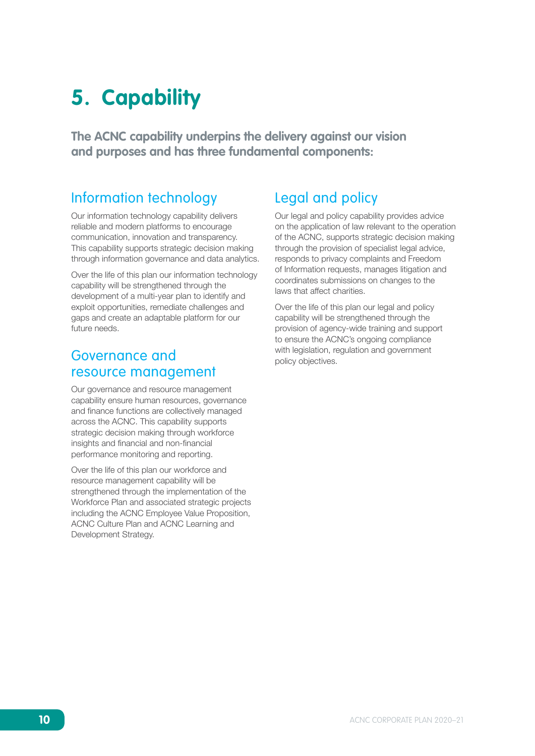# 5. Capability

**The ACNC capability underpins the delivery against our vision and purposes and has three fundamental components:**

## Information technology

Our information technology capability delivers reliable and modern platforms to encourage communication, innovation and transparency. This capability supports strategic decision making through information governance and data analytics.

Over the life of this plan our information technology capability will be strengthened through the development of a multi-year plan to identify and exploit opportunities, remediate challenges and gaps and create an adaptable platform for our future needs.

## Governance and resource management

Our governance and resource management capability ensure human resources, governance and finance functions are collectively managed across the ACNC. This capability supports strategic decision making through workforce insights and financial and non-financial performance monitoring and reporting.

Over the life of this plan our workforce and resource management capability will be strengthened through the implementation of the Workforce Plan and associated strategic projects including the ACNC Employee Value Proposition, ACNC Culture Plan and ACNC Learning and Development Strategy.

## Legal and policy

Our legal and policy capability provides advice on the application of law relevant to the operation of the ACNC, supports strategic decision making through the provision of specialist legal advice, responds to privacy complaints and Freedom of Information requests, manages litigation and coordinates submissions on changes to the laws that affect charities.

Over the life of this plan our legal and policy capability will be strengthened through the provision of agency-wide training and support to ensure the ACNC's ongoing compliance with legislation, regulation and government policy objectives.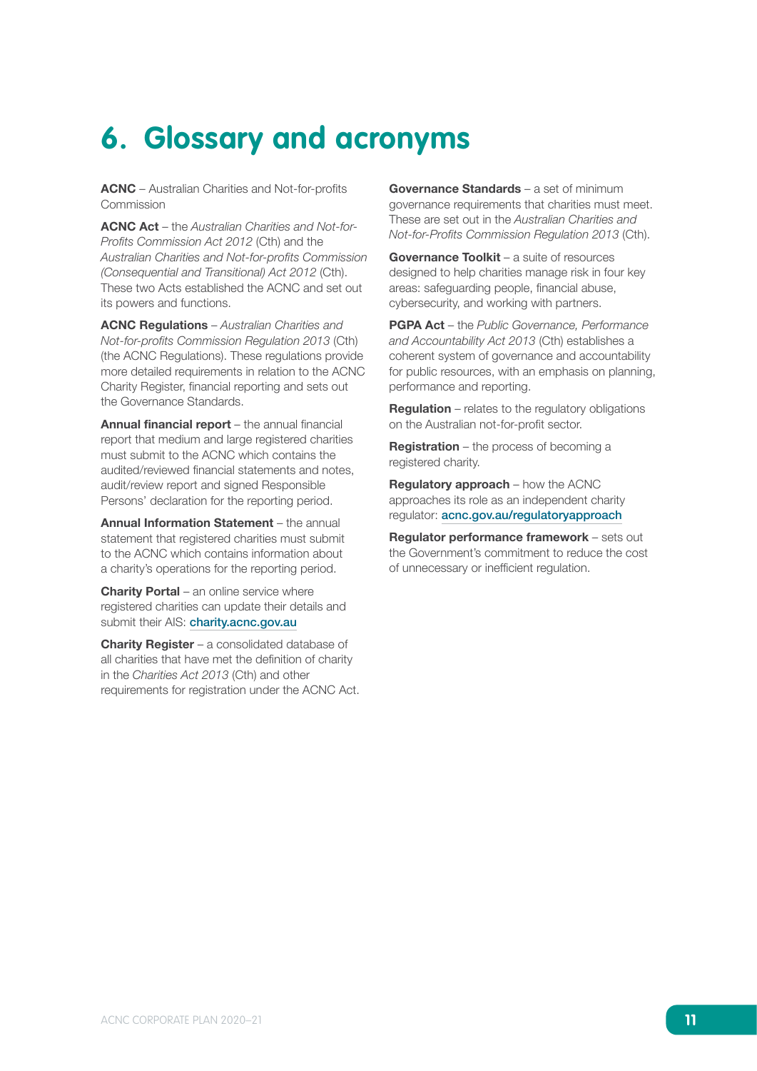# 6. Glossary and acronyms

**ACNC** – Australian Charities and Not-for-profits Commission

**ACNC Act** – the *Australian Charities and Not-for-Profits Commission Act 2012* (Cth) and the *Australian Charities and Not-for-profits Commission (Consequential and Transitional) Act 2012* (Cth). These two Acts established the ACNC and set out its powers and functions.

**ACNC Regulations** – *Australian Charities and Not-for-profits Commission Regulation 2013* (Cth) (the ACNC Regulations). These regulations provide more detailed requirements in relation to the ACNC Charity Register, financial reporting and sets out the Governance Standards.

**Annual financial report** – the annual financial report that medium and large registered charities must submit to the ACNC which contains the audited/reviewed financial statements and notes, audit/review report and signed Responsible Persons' declaration for the reporting period.

**Annual Information Statement** – the annual statement that registered charities must submit to the ACNC which contains information about a charity's operations for the reporting period.

**Charity Portal** – an online service where registered charities can update their details and submit their AIS: charity.acnc.gov.au

**Charity Register** – a consolidated database of all charities that have met the definition of charity in the *Charities Act 2013* (Cth) and other requirements for registration under the ACNC Act.

**Governance Standards** – a set of minimum governance requirements that charities must meet. These are set out in the *Australian Charities and Not-for-Profits Commission Regulation 2013* (Cth).

**Governance Toolkit** – a suite of resources designed to help charities manage risk in four key areas: safeguarding people, financial abuse, cybersecurity, and working with partners.

**PGPA Act** – the *Public Governance, Performance and Accountability Act 2013* (Cth) establishes a coherent system of governance and accountability for public resources, with an emphasis on planning, performance and reporting.

**Regulation** – relates to the regulatory obligations on the Australian not-for-profit sector.

**Registration** – the process of becoming a registered charity.

**Regulatory approach** – how the ACNC approaches its role as an independent charity regulator: acnc.gov.au/regulatoryapproach

**Regulator performance framework** – sets out the Government's commitment to reduce the cost of unnecessary or inefficient regulation.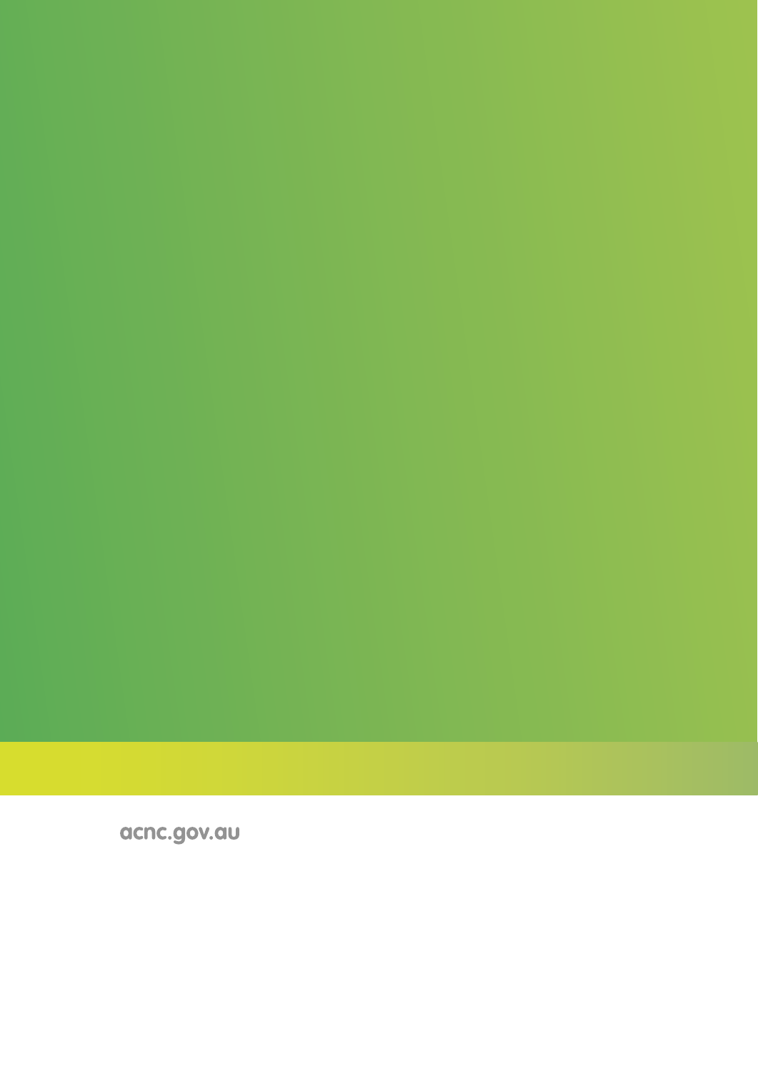acnc.gov.au